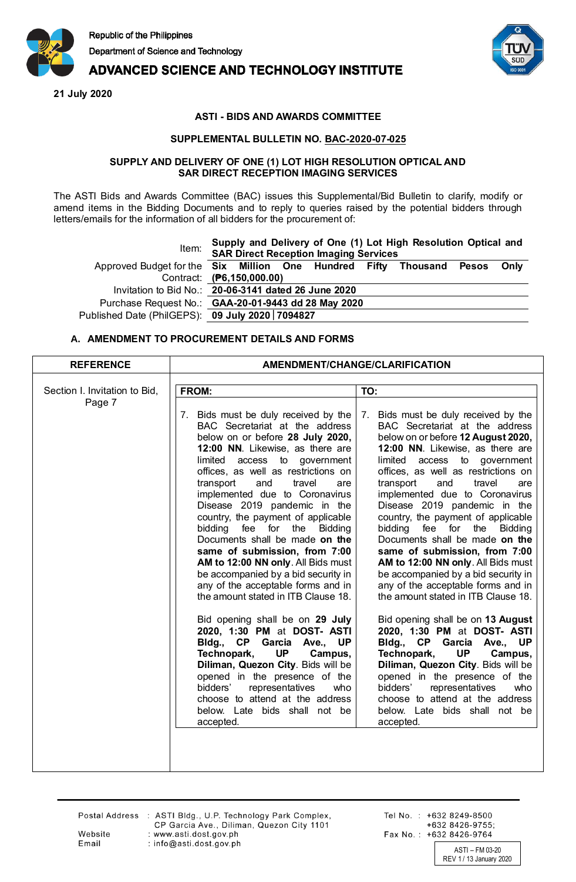Republic of the Philippines
Department of Science and Technology
**ADVANCED SCIENCE AND TECHNOLOGY INSTITUTE**

**21 July 2020**

**ASTI - BIDS AND AWARDS COMMITTEE**

**SUPPLEMENTAL BULLETIN NO. BAC-2020-07-025**

**SUPPLY AND DELIVERY OF ONE (1) LOT HIGH RESOLUTION OPTICAL AND SAR DIRECT RECEPTION IMAGING SERVICES**

The ASTI Bids and Awards Committee (BAC) issues this Supplemental/Bid Bulletin to clarify, modify or amend items in the Bidding Documents and to reply to queries raised by the potential bidders through letters/emails for the information of all bidders for the procurement of:

| | |
|---|---|
| Item: | **Supply and Delivery of One (1) Lot High Resolution Optical and SAR Direct Reception Imaging Services** |
| Approved Budget for the Contract: | **Six Million One Hundred Fifty Thousand Pesos Only (₱6,150,000.00)** |
| Invitation to Bid No.: | **20-06-3141 dated 26 June 2020** |
| Purchase Request No.: | **GAA-20-01-9443 dd 28 May 2020** |
| Published Date (PhilGEPS): | **09 July 2020 \| 7094827** |

### A. AMENDMENT TO PROCUREMENT DETAILS AND FORMS

| REFERENCE | FROM: | TO: |
|---|---|---|
| Section I. Invitation to Bid, Page 7 | 7. Bids must be duly received by the BAC Secretariat at the address below on or before **28 July 2020, 12:00 NN**. Likewise, as there are limited access to government offices, as well as restrictions on transport and travel are implemented due to Coronavirus Disease 2019 pandemic in the country, the payment of applicable bidding fee for the Bidding Documents shall be made **on the same of submission, from 7:00 AM to 12:00 NN only**. All Bids must be accompanied by a bid security in any of the acceptable forms and in the amount stated in ITB Clause 18.<br><br>Bid opening shall be on **29 July 2020, 1:30 PM** at **DOST- ASTI Bldg., CP Garcia Ave., UP Technopark, UP Campus, Diliman, Quezon City**. Bids will be opened in the presence of the bidders' representatives who choose to attend at the address below. Late bids shall not be accepted. | 7. Bids must be duly received by the BAC Secretariat at the address below on or before **12 August 2020, 12:00 NN**. Likewise, as there are limited access to government offices, as well as restrictions on transport and travel are implemented due to Coronavirus Disease 2019 pandemic in the country, the payment of applicable bidding fee for the Bidding Documents shall be made **on the same of submission, from 7:00 AM to 12:00 NN only**. All Bids must be accompanied by a bid security in any of the acceptable forms and in the amount stated in ITB Clause 18.<br><br>Bid opening shall be on **13 August 2020, 1:30 PM** at **DOST- ASTI Bldg., CP Garcia Ave., UP Technopark, UP Campus, Diliman, Quezon City**. Bids will be opened in the presence of the bidders' representatives who choose to attend at the address below. Late bids shall not be accepted. |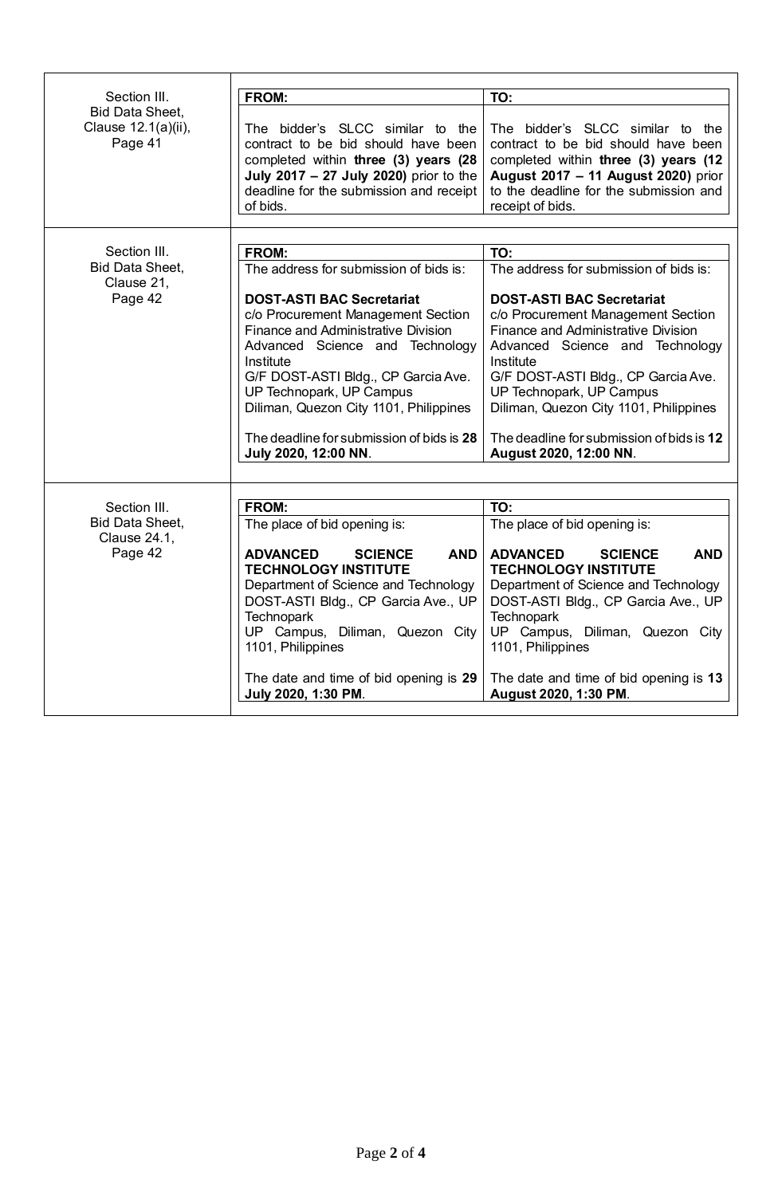| | | |
|---|---|---|
| Section III. Bid Data Sheet, Clause 12.1(a)(ii), Page 41 | **FROM:**<br><br>The bidder's SLCC similar to the contract to be bid should have been completed within **three (3) years (28 July 2017 – 27 July 2020)** prior to the deadline for the submission and receipt of bids. | **TO:**<br><br>The bidder's SLCC similar to the contract to be bid should have been completed within **three (3) years (12 August 2017 – 11 August 2020)** prior to the deadline for the submission and receipt of bids. |
| Section III. Bid Data Sheet, Clause 21, Page 42 | **FROM:**<br>The address for submission of bids is:<br><br>**DOST-ASTI BAC Secretariat**<br>c/o Procurement Management Section<br>Finance and Administrative Division<br>Advanced Science and Technology Institute<br>G/F DOST-ASTI Bldg., CP Garcia Ave.<br>UP Technopark, UP Campus<br>Diliman, Quezon City 1101, Philippines<br><br>The deadline for submission of bids is **28 July 2020, 12:00 NN**. | **TO:**<br>The address for submission of bids is:<br><br>**DOST-ASTI BAC Secretariat**<br>c/o Procurement Management Section<br>Finance and Administrative Division<br>Advanced Science and Technology Institute<br>G/F DOST-ASTI Bldg., CP Garcia Ave.<br>UP Technopark, UP Campus<br>Diliman, Quezon City 1101, Philippines<br><br>The deadline for submission of bids is **12 August 2020, 12:00 NN**. |
| Section III. Bid Data Sheet, Clause 24.1, Page 42 | **FROM:**<br>The place of bid opening is:<br><br>**ADVANCED SCIENCE AND TECHNOLOGY INSTITUTE**<br>Department of Science and Technology<br>DOST-ASTI Bldg., CP Garcia Ave., UP Technopark<br>UP Campus, Diliman, Quezon City 1101, Philippines<br><br>The date and time of bid opening is **29 July 2020, 1:30 PM**. | **TO:**<br>The place of bid opening is:<br><br>**ADVANCED SCIENCE AND TECHNOLOGY INSTITUTE**<br>Department of Science and Technology<br>DOST-ASTI Bldg., CP Garcia Ave., UP Technopark<br>UP Campus, Diliman, Quezon City 1101, Philippines<br><br>The date and time of bid opening is **13 August 2020, 1:30 PM**. |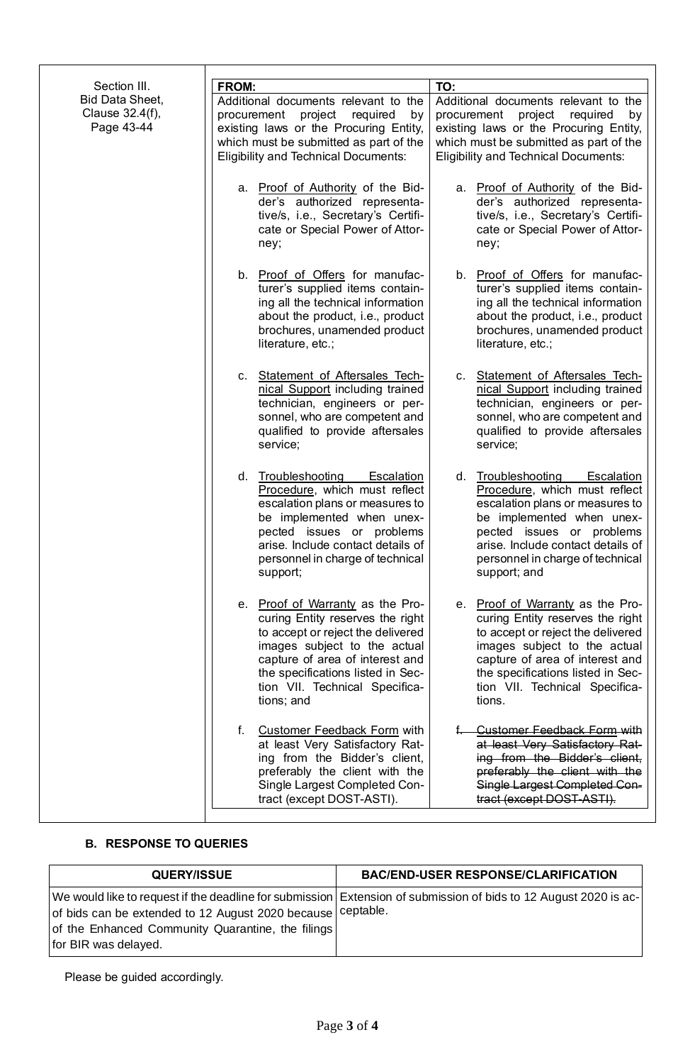| Section III. Bid Data Sheet, Clause 32.4(f), Page 43-44 | **FROM:** | **TO:** |
|---|---|---|
| | Additional documents relevant to the procurement project required by existing laws or the Procuring Entity, which must be submitted as part of the Eligibility and Technical Documents:<br><br>a. <u>Proof of Authority</u> of the Bidder's authorized representative/s, i.e., Secretary's Certificate or Special Power of Attorney;<br><br>b. <u>Proof of Offers</u> for manufacturer's supplied items containing all the technical information about the product, i.e., product brochures, unamended product literature, etc.;<br><br>c. <u>Statement of Aftersales Technical Support</u> including trained technician, engineers or personnel, who are competent and qualified to provide aftersales service;<br><br>d. <u>Troubleshooting Escalation Procedure</u>, which must reflect escalation plans or measures to be implemented when unexpected issues or problems arise. Include contact details of personnel in charge of technical support;<br><br>e. <u>Proof of Warranty</u> as the Procuring Entity reserves the right to accept or reject the delivered images subject to the actual capture of area of interest and the specifications listed in Section VII. Technical Specifications; and<br><br>f. <u>Customer Feedback Form</u> with at least Very Satisfactory Rating from the Bidder's client, preferably the client with the Single Largest Completed Contract (except DOST-ASTI). | Additional documents relevant to the procurement project required by existing laws or the Procuring Entity, which must be submitted as part of the Eligibility and Technical Documents:<br><br>a. <u>Proof of Authority</u> of the Bidder's authorized representative/s, i.e., Secretary's Certificate or Special Power of Attorney;<br><br>b. <u>Proof of Offers</u> for manufacturer's supplied items containing all the technical information about the product, i.e., product brochures, unamended product literature, etc.;<br><br>c. <u>Statement of Aftersales Technical Support</u> including trained technician, engineers or personnel, who are competent and qualified to provide aftersales service;<br><br>d. <u>Troubleshooting Escalation Procedure</u>, which must reflect escalation plans or measures to be implemented when unexpected issues or problems arise. Include contact details of personnel in charge of technical support; and<br><br>e. <u>Proof of Warranty</u> as the Procuring Entity reserves the right to accept or reject the delivered images subject to the actual capture of area of interest and the specifications listed in Section VII. Technical Specifications.<br><br>~~f. Customer Feedback Form with at least Very Satisfactory Rating from the Bidder's client, preferably the client with the Single Largest Completed Contract (except DOST-ASTI).~~ |

### B. RESPONSE TO QUERIES

| QUERY/ISSUE | BAC/END-USER RESPONSE/CLARIFICATION |
|---|---|
| We would like to request if the deadline for submission of bids can be extended to 12 August 2020 because of the Enhanced Community Quarantine, the filings for BIR was delayed. | Extension of submission of bids to 12 August 2020 is acceptable. |

Please be guided accordingly.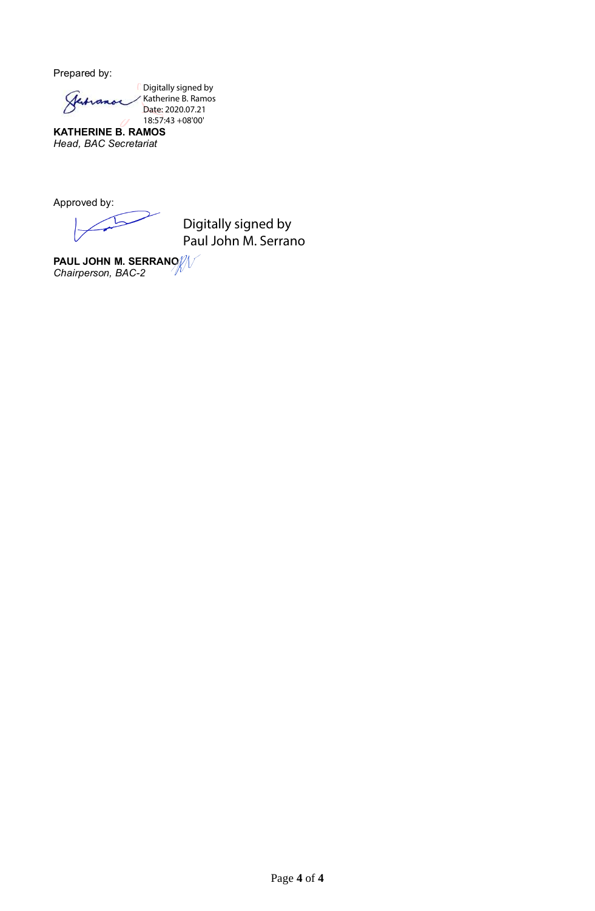Prepared by:

Digitally signed by Katherine B. Ramos
Date: 2020.07.21 18:57:43 +08'00'

**KATHERINE B. RAMOS**
*Head, BAC Secretariat*

Approved by:

Digitally signed by Paul John M. Serrano

**PAUL JOHN M. SERRANO**
*Chairperson, BAC-2*